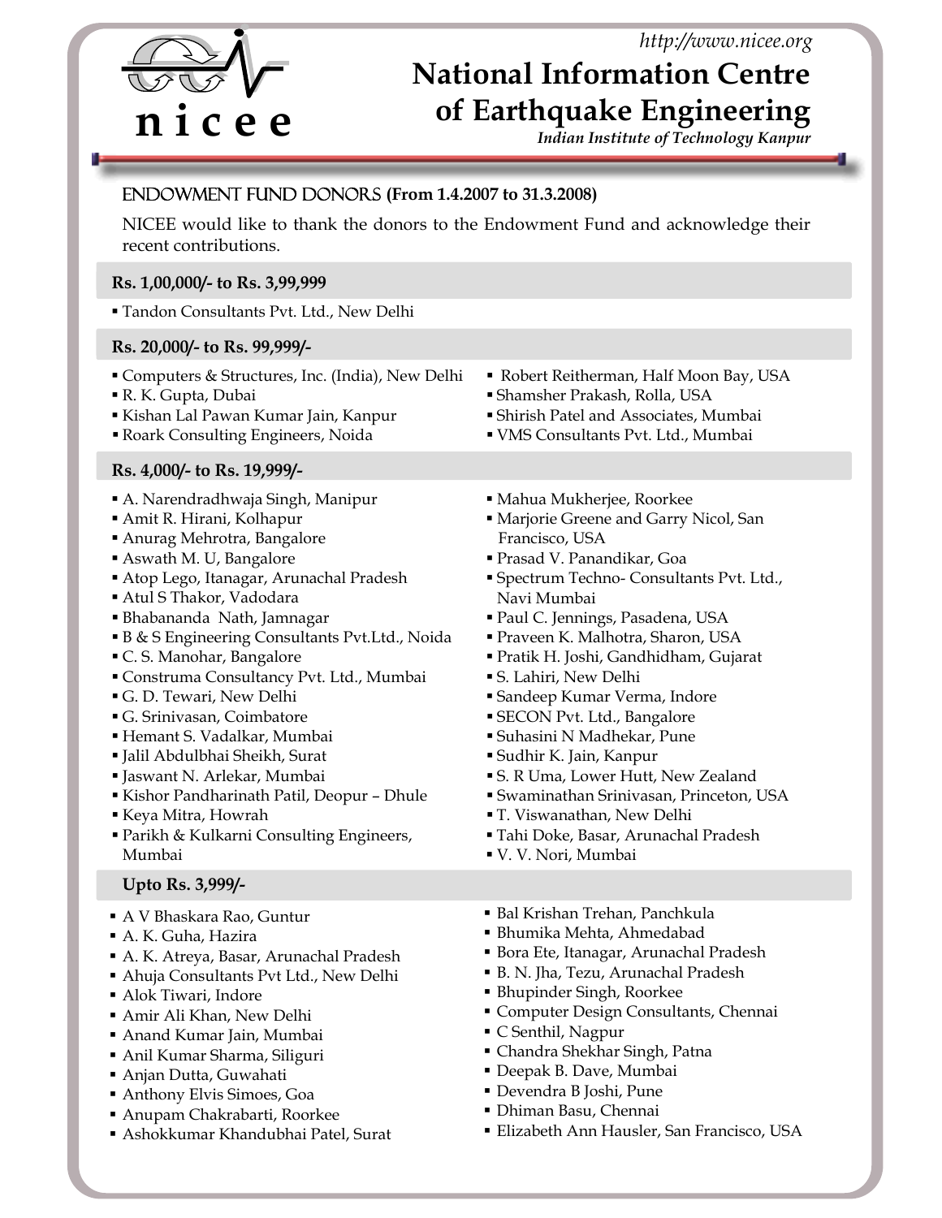http://www.nicee.org

# National Information Centre of Earthquake Engineering

*Indian Institute of Technology Kanpur*

## ENDOWMENT FUND DONORS (From 1.4.2007 to 31.3.2008)

NICEE would like to thank the donors to the Endowment Fund and acknowledge their recent contributions.

### Rs. 1,00,000/- to Rs. 3,99,999

- Tandon Consultants Pvt. Ltd., New Delhi

### Rs. 20,000/- to Rs. 99,999/-

- Computers & Structures, Inc. (India), New Delhi
- R. K. Gupta, Dubai
- Kishan Lal Pawan Kumar Jain, Kanpur
- Roark Consulting Engineers, Noida
- Robert Reitherman, Half Moon Bay, USA
- Shamsher Prakash, Rolla, USA
- Shirish Patel and Associates, Mumbai
- VMS Consultants Pvt. Ltd., Mumbai

### Rs. 4,000/- to Rs. 19,999/-

- A. Narendradhwaja Singh, Manipur
- Amit R. Hirani, Kolhapur
- Anurag Mehrotra, Bangalore
- Aswath M. U, Bangalore
- Atop Lego, Itanagar, Arunachal Pradesh
- Atul S Thakor, Vadodara
- Bhabananda Nath, Jamnagar
- B & S Engineering Consultants Pvt.Ltd., Noida
- C. S. Manohar, Bangalore
- Construma Consultancy Pvt. Ltd., Mumbai
- G. D. Tewari, New Delhi
- G. Srinivasan, Coimbatore
- Hemant S. Vadalkar, Mumbai
- Jalil Abdulbhai Sheikh, Surat
- Jaswant N. Arlekar, Mumbai
- Kishor Pandharinath Patil, Deopur – Dhule
- Keya Mitra, Howrah
- Parikh & Kulkarni Consulting Engineers, Mumbai
- Mahua Mukherjee, Roorkee
- Marjorie Greene and Garry Nicol, San Francisco, USA
- Prasad V. Panandikar, Goa
- Spectrum Techno- Consultants Pvt. Ltd., Navi Mumbai
- Paul C. Jennings, Pasadena, USA
- Praveen K. Malhotra, Sharon, USA
- Pratik H. Joshi, Gandhidham, Gujarat
- S. Lahiri, New Delhi
- Sandeep Kumar Verma, Indore
- SECON Pvt. Ltd., Bangalore
- Suhasini N Madhekar, Pune
- Sudhir K. Jain, Kanpur
- S. R Uma, Lower Hutt, New Zealand
- Swaminathan Srinivasan, Princeton, USA
- T. Viswanathan, New Delhi
- Tahi Doke, Basar, Arunachal Pradesh
- V. V. Nori, Mumbai

### Upto Rs. 3,999/-

- A V Bhaskara Rao, Guntur
- A. K. Guha, Hazira
- A. K. Atreya, Basar, Arunachal Pradesh
- Ahuja Consultants Pvt Ltd., New Delhi
- Alok Tiwari, Indore
- Amir Ali Khan, New Delhi
- Anand Kumar Jain, Mumbai
- Anil Kumar Sharma, Siliguri
- Anjan Dutta, Guwahati
- Anthony Elvis Simoes, Goa
- Anupam Chakrabarti, Roorkee
- Ashokkumar Khandubhai Patel, Surat
- Bal Krishan Trehan, Panchkula
- Bhumika Mehta, Ahmedabad
- Bora Ete, Itanagar, Arunachal Pradesh
- B. N. Jha, Tezu, Arunachal Pradesh
- Bhupinder Singh, Roorkee
- Computer Design Consultants, Chennai
- C Senthil, Nagpur
- Chandra Shekhar Singh, Patna
- Deepak B. Dave, Mumbai
- Devendra B Joshi, Pune
- Dhiman Basu, Chennai
- Elizabeth Ann Hausler, San Francisco, USA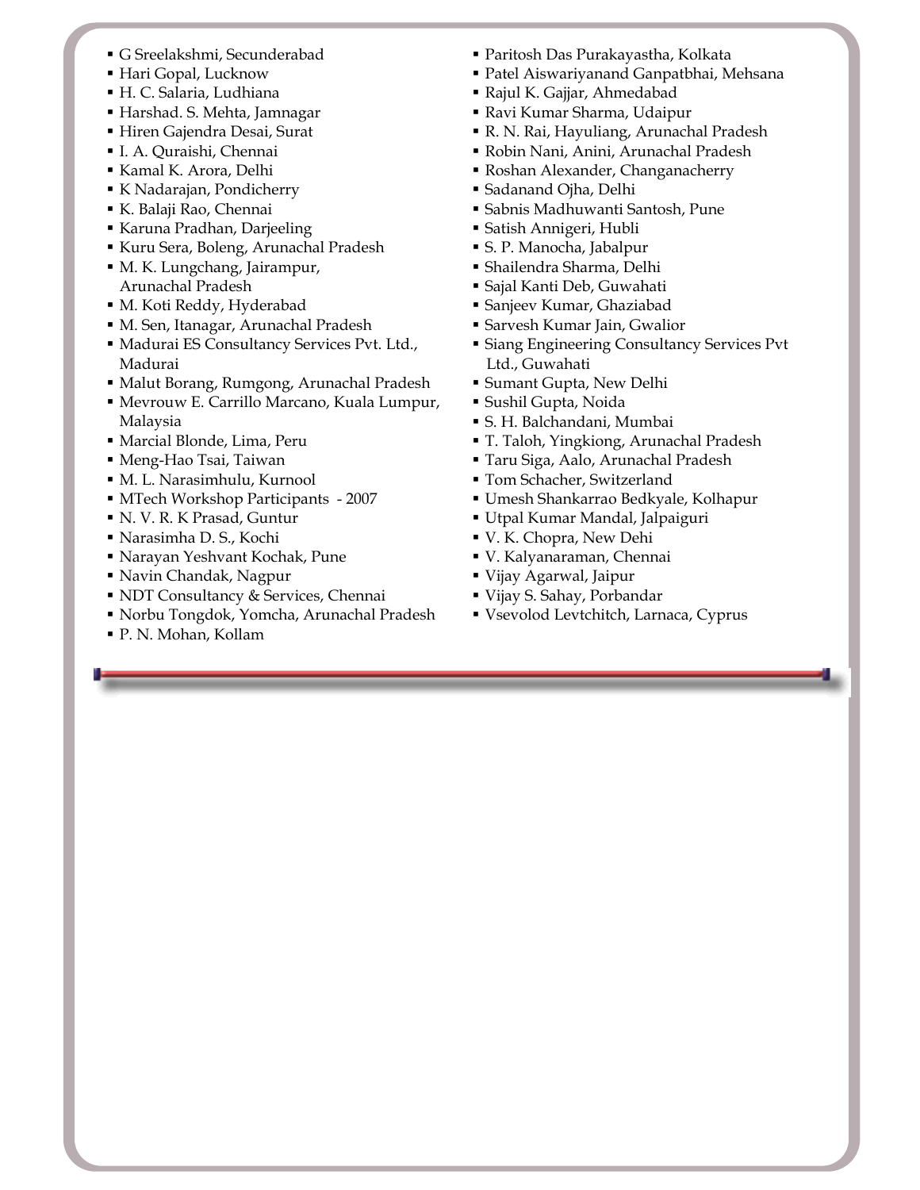- G Sreelakshmi, Secunderabad
- Hari Gopal, Lucknow
- H. C. Salaria, Ludhiana
- Harshad. S. Mehta, Jamnagar
- Hiren Gajendra Desai, Surat
- I. A. Quraishi, Chennai
- Kamal K. Arora, Delhi
- K Nadarajan, Pondicherry
- K. Balaji Rao, Chennai
- Karuna Pradhan, Darjeeling
- Kuru Sera, Boleng, Arunachal Pradesh
- M. K. Lungchang, Jairampur, Arunachal Pradesh
- M. Koti Reddy, Hyderabad
- M. Sen, Itanagar, Arunachal Pradesh
- Madurai ES Consultancy Services Pvt. Ltd., Madurai
- Malut Borang, Rumgong, Arunachal Pradesh
- Mevrouw E. Carrillo Marcano, Kuala Lumpur, Malaysia
- Marcial Blonde, Lima, Peru
- Meng-Hao Tsai, Taiwan
- M. L. Narasimhulu, Kurnool
- MTech Workshop Participants - 2007
- N. V. R. K Prasad, Guntur
- Narasimha D. S., Kochi
- Narayan Yeshvant Kochak, Pune
- Navin Chandak, Nagpur
- NDT Consultancy & Services, Chennai
- Norbu Tongdok, Yomcha, Arunachal Pradesh
- P. N. Mohan, Kollam
- Paritosh Das Purakayastha, Kolkata
- Patel Aiswariyanand Ganpatbhai, Mehsana
- Rajul K. Gajjar, Ahmedabad
- Ravi Kumar Sharma, Udaipur
- R. N. Rai, Hayuliang, Arunachal Pradesh
- Robin Nani, Anini, Arunachal Pradesh
- Roshan Alexander, Changanacherry
- Sadanand Ojha, Delhi
- Sabnis Madhuwanti Santosh, Pune
- Satish Annigeri, Hubli
- S. P. Manocha, Jabalpur
- Shailendra Sharma, Delhi
- Sajal Kanti Deb, Guwahati
- Sanjeev Kumar, Ghaziabad
- Sarvesh Kumar Jain, Gwalior
- Siang Engineering Consultancy Services Pvt Ltd., Guwahati
- Sumant Gupta, New Delhi
- Sushil Gupta, Noida
- S. H. Balchandani, Mumbai
- T. Taloh, Yingkiong, Arunachal Pradesh
- Taru Siga, Aalo, Arunachal Pradesh
- Tom Schacher, Switzerland
- Umesh Shankarrao Bedkyale, Kolhapur
- Utpal Kumar Mandal, Jalpaiguri
- V. K. Chopra, New Dehi
- V. Kalyanaraman, Chennai
- Vijay Agarwal, Jaipur
- Vijay S. Sahay, Porbandar
- Vsevolod Levtchitch, Larnaca, Cyprus